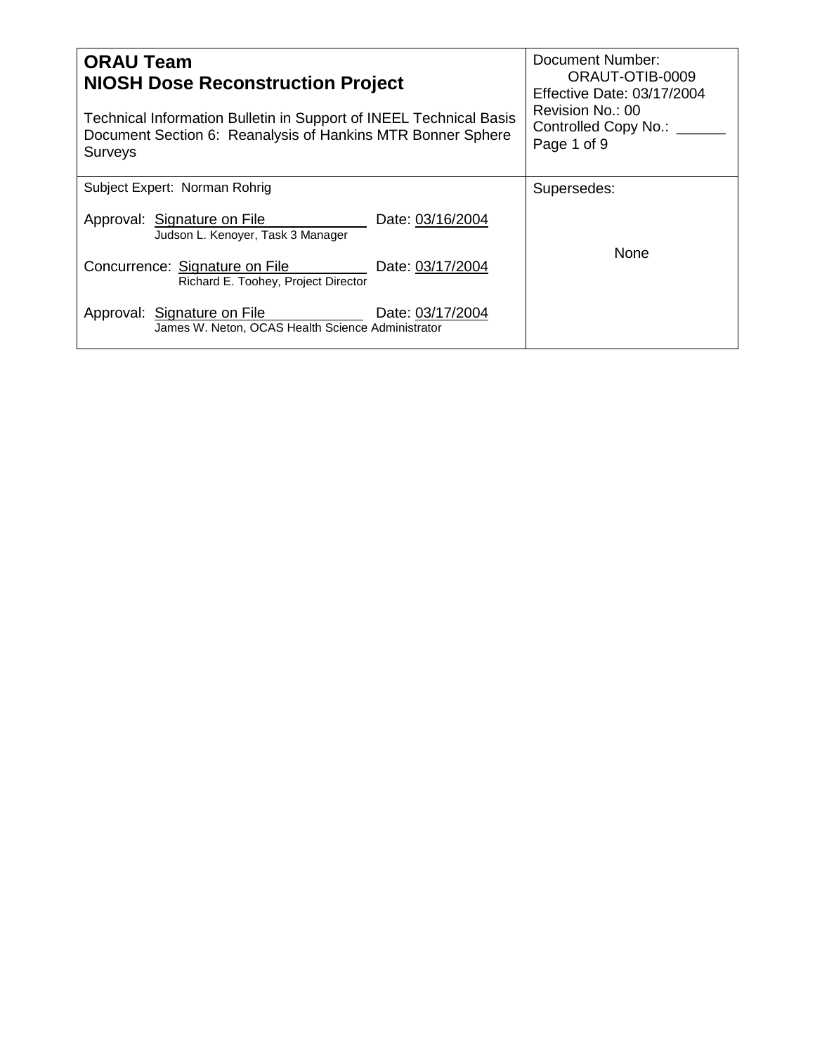| **ORAU Team** **NIOSH Dose Reconstruction Project** Technical Information Bulletin in Support of INEEL Technical Basis Document Section 6: Reanalysis of Hankins MTR Bonner Sphere Surveys | Document Number: ORAUT-OTIB-0009 Effective Date: 03/17/2004 Revision No.: 00 Controlled Copy No.: ______ Page 1 of 9 |
|---|---|
| Subject Expert: Norman Rohrig<br><br>Approval: Signature on File Date: 03/16/2004<br>Judson L. Kenoyer, Task 3 Manager<br><br>Concurrence: Signature on File Date: 03/17/2004<br>Richard E. Toohey, Project Director<br><br>Approval: Signature on File Date: 03/17/2004<br>James W. Neton, OCAS Health Science Administrator | Supersedes:<br><br>None |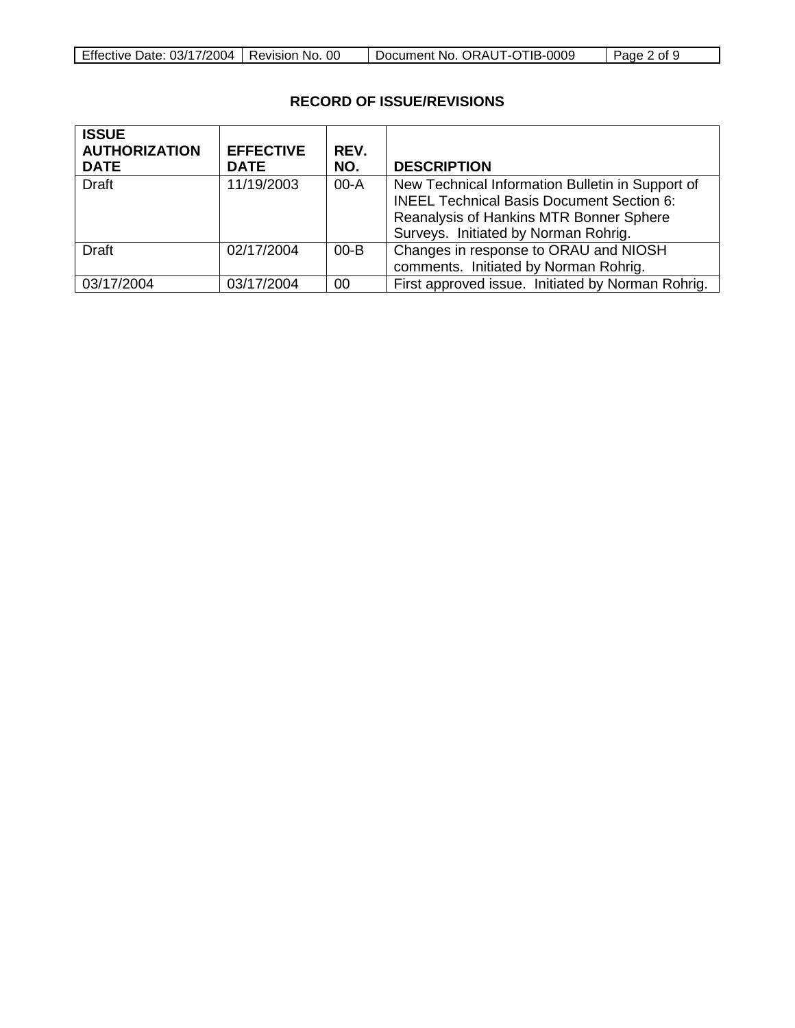## RECORD OF ISSUE/REVISIONS

| ISSUE AUTHORIZATION DATE | EFFECTIVE DATE | REV. NO. | DESCRIPTION |
|---|---|---|---|
| Draft | 11/19/2003 | 00-A | New Technical Information Bulletin in Support of INEEL Technical Basis Document Section 6: Reanalysis of Hankins MTR Bonner Sphere Surveys. Initiated by Norman Rohrig. |
| Draft | 02/17/2004 | 00-B | Changes in response to ORAU and NIOSH comments. Initiated by Norman Rohrig. |
| 03/17/2004 | 03/17/2004 | 00 | First approved issue. Initiated by Norman Rohrig. |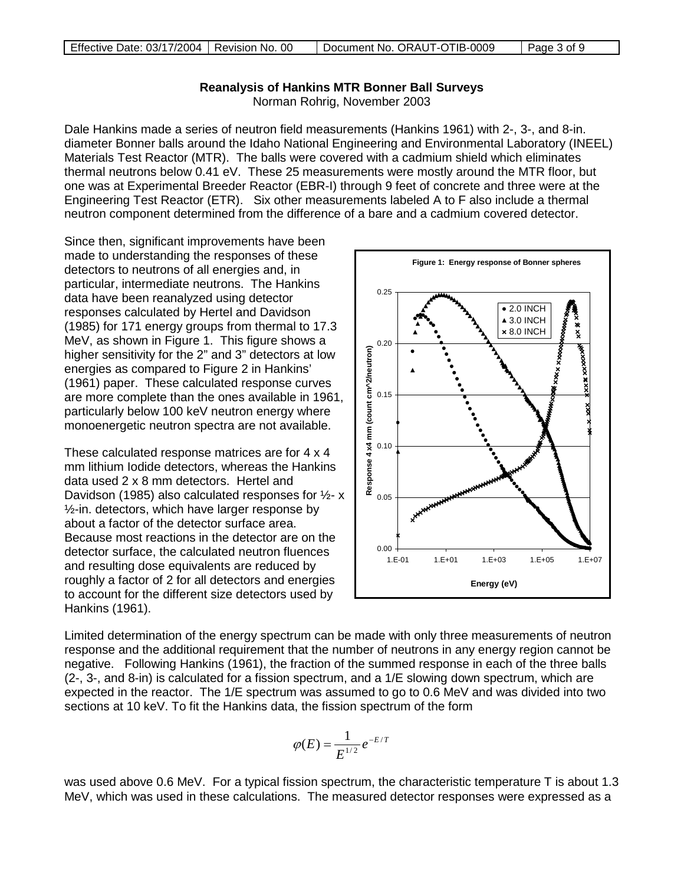**Reanalysis of Hankins MTR Bonner Ball Surveys**

Norman Rohrig, November 2003

Dale Hankins made a series of neutron field measurements (Hankins 1961) with 2-, 3-, and 8-in. diameter Bonner balls around the Idaho National Engineering and Environmental Laboratory (INEEL) Materials Test Reactor (MTR). The balls were covered with a cadmium shield which eliminates thermal neutrons below 0.41 eV. These 25 measurements were mostly around the MTR floor, but one was at Experimental Breeder Reactor (EBR-I) through 9 feet of concrete and three were at the Engineering Test Reactor (ETR). Six other measurements labeled A to F also include a thermal neutron component determined from the difference of a bare and a cadmium covered detector.

Since then, significant improvements have been made to understanding the responses of these detectors to neutrons of all energies and, in particular, intermediate neutrons. The Hankins data have been reanalyzed using detector responses calculated by Hertel and Davidson (1985) for 171 energy groups from thermal to 17.3 MeV, as shown in Figure 1. This figure shows a higher sensitivity for the 2" and 3" detectors at low energies as compared to Figure 2 in Hankins' (1961) paper. These calculated response curves are more complete than the ones available in 1961, particularly below 100 keV neutron energy where monoenergetic neutron spectra are not available.

Figure 1: Energy response of Bonner spheres

These calculated response matrices are for 4 x 4 mm lithium Iodide detectors, whereas the Hankins data used 2 x 8 mm detectors. Hertel and Davidson (1985) also calculated responses for ½- x ½-in. detectors, which have larger response by about a factor of the detector surface area. Because most reactions in the detector are on the detector surface, the calculated neutron fluences and resulting dose equivalents are reduced by roughly a factor of 2 for all detectors and energies to account for the different size detectors used by Hankins (1961).

Limited determination of the energy spectrum can be made with only three measurements of neutron response and the additional requirement that the number of neutrons in any energy region cannot be negative. Following Hankins (1961), the fraction of the summed response in each of the three balls (2-, 3-, and 8-in) is calculated for a fission spectrum, and a 1/E slowing down spectrum, which are expected in the reactor. The 1/E spectrum was assumed to go to 0.6 MeV and was divided into two sections at 10 keV. To fit the Hankins data, the fission spectrum of the form

$$\varphi(E) = \frac{1}{E^{1/2}} e^{-E/T}$$

was used above 0.6 MeV. For a typical fission spectrum, the characteristic temperature T is about 1.3 MeV, which was used in these calculations. The measured detector responses were expressed as a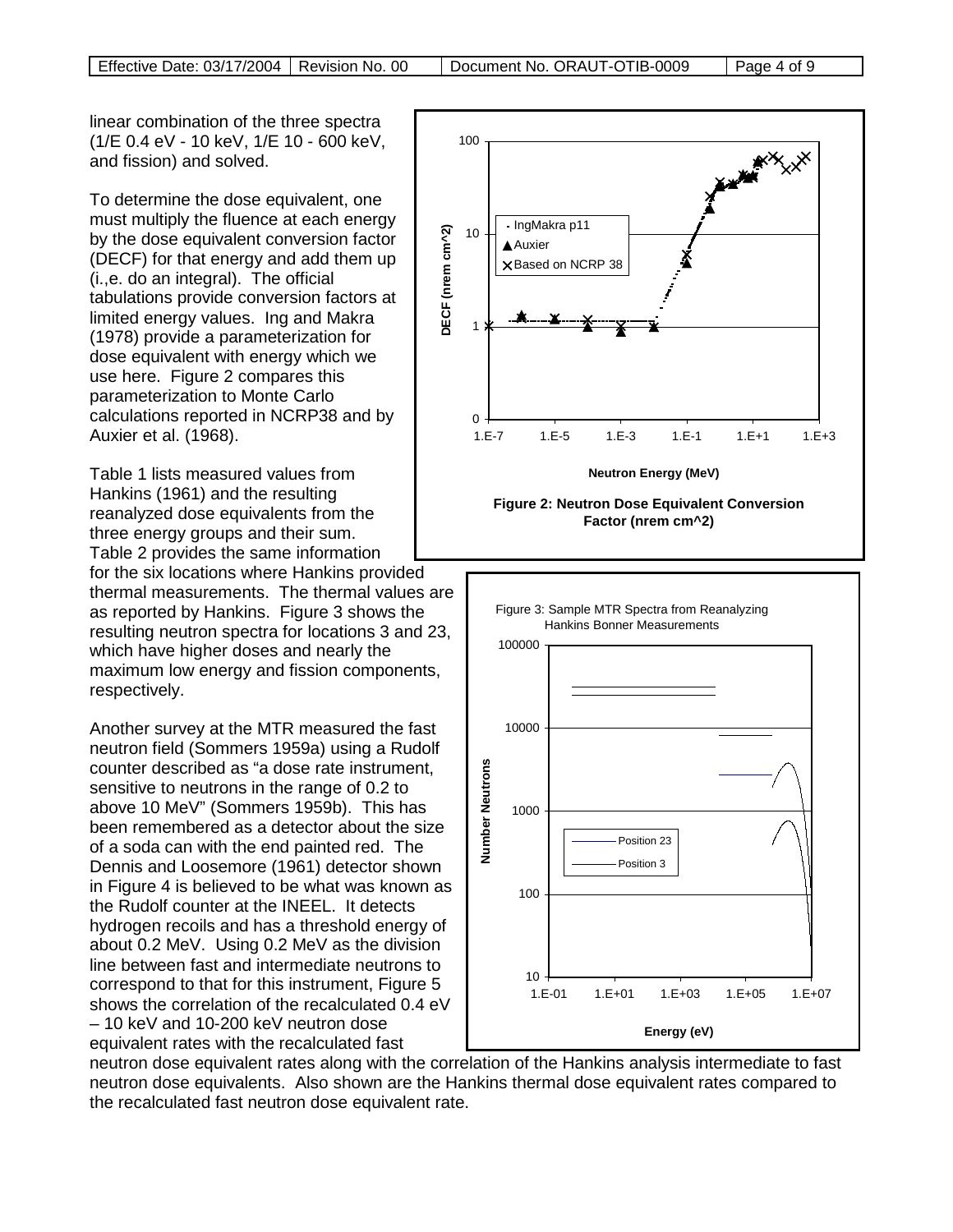linear combination of the three spectra (1/E 0.4 eV - 10 keV, 1/E 10 - 600 keV, and fission) and solved.

To determine the dose equivalent, one must multiply the fluence at each energy by the dose equivalent conversion factor (DECF) for that energy and add them up (i.,e. do an integral). The official tabulations provide conversion factors at limited energy values. Ing and Makra (1978) provide a parameterization for dose equivalent with energy which we use here. Figure 2 compares this parameterization to Monte Carlo calculations reported in NCRP38 and by Auxier et al. (1968).

Figure 2: Neutron Dose Equivalent Conversion Factor (nrem cm^2)

Table 1 lists measured values from Hankins (1961) and the resulting reanalyzed dose equivalents from the three energy groups and their sum. Table 2 provides the same information for the six locations where Hankins provided thermal measurements. The thermal values are as reported by Hankins. Figure 3 shows the resulting neutron spectra for locations 3 and 23, which have higher doses and nearly the maximum low energy and fission components, respectively.

Figure 3: Sample MTR Spectra from Reanalyzing Hankins Bonner Measurements

Another survey at the MTR measured the fast neutron field (Sommers 1959a) using a Rudolf counter described as “a dose rate instrument, sensitive to neutrons in the range of 0.2 to above 10 MeV” (Sommers 1959b). This has been remembered as a detector about the size of a soda can with the end painted red. The Dennis and Loosemore (1961) detector shown in Figure 4 is believed to be what was known as the Rudolf counter at the INEEL. It detects hydrogen recoils and has a threshold energy of about 0.2 MeV. Using 0.2 MeV as the division line between fast and intermediate neutrons to correspond to that for this instrument, Figure 5 shows the correlation of the recalculated 0.4 eV – 10 keV and 10-200 keV neutron dose equivalent rates with the recalculated fast neutron dose equivalent rates along with the correlation of the Hankins analysis intermediate to fast neutron dose equivalents. Also shown are the Hankins thermal dose equivalent rates compared to the recalculated fast neutron dose equivalent rate.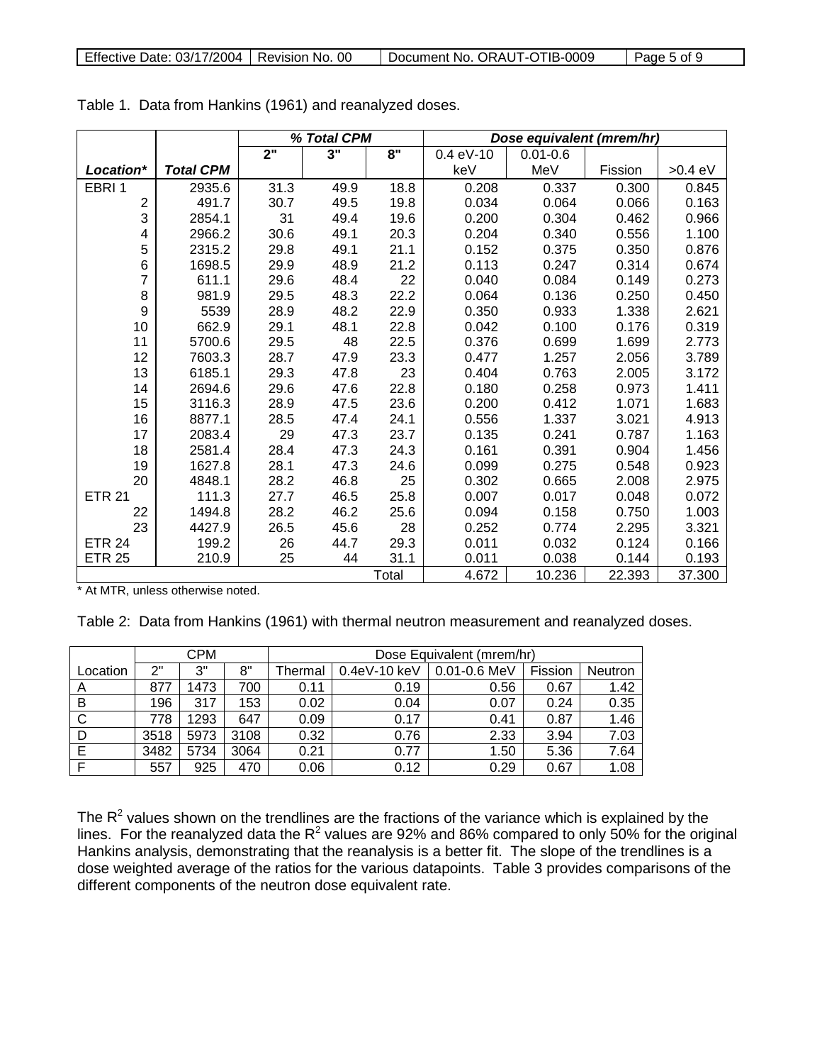Table 1. Data from Hankins (1961) and reanalyzed doses.

| | | *% Total CPM* | | | *Dose equivalent (mrem/hr)* | | | |
|---|---|---|---|---|---|---|---|---|
| | | 2" | 3" | 8" | 0.4 eV-10 | 0.01-0.6 | | |
| ***Location**** | ***Total CPM*** | | | | keV | MeV | Fission | >0.4 eV |
| EBRI 1 | 2935.6 | 31.3 | 49.9 | 18.8 | 0.208 | 0.337 | 0.300 | 0.845 |
| 2 | 491.7 | 30.7 | 49.5 | 19.8 | 0.034 | 0.064 | 0.066 | 0.163 |
| 3 | 2854.1 | 31 | 49.4 | 19.6 | 0.200 | 0.304 | 0.462 | 0.966 |
| 4 | 2966.2 | 30.6 | 49.1 | 20.3 | 0.204 | 0.340 | 0.556 | 1.100 |
| 5 | 2315.2 | 29.8 | 49.1 | 21.1 | 0.152 | 0.375 | 0.350 | 0.876 |
| 6 | 1698.5 | 29.9 | 48.9 | 21.2 | 0.113 | 0.247 | 0.314 | 0.674 |
| 7 | 611.1 | 29.6 | 48.4 | 22 | 0.040 | 0.084 | 0.149 | 0.273 |
| 8 | 981.9 | 29.5 | 48.3 | 22.2 | 0.064 | 0.136 | 0.250 | 0.450 |
| 9 | 5539 | 28.9 | 48.2 | 22.9 | 0.350 | 0.933 | 1.338 | 2.621 |
| 10 | 662.9 | 29.1 | 48.1 | 22.8 | 0.042 | 0.100 | 0.176 | 0.319 |
| 11 | 5700.6 | 29.5 | 48 | 22.5 | 0.376 | 0.699 | 1.699 | 2.773 |
| 12 | 7603.3 | 28.7 | 47.9 | 23.3 | 0.477 | 1.257 | 2.056 | 3.789 |
| 13 | 6185.1 | 29.3 | 47.8 | 23 | 0.404 | 0.763 | 2.005 | 3.172 |
| 14 | 2694.6 | 29.6 | 47.6 | 22.8 | 0.180 | 0.258 | 0.973 | 1.411 |
| 15 | 3116.3 | 28.9 | 47.5 | 23.6 | 0.200 | 0.412 | 1.071 | 1.683 |
| 16 | 8877.1 | 28.5 | 47.4 | 24.1 | 0.556 | 1.337 | 3.021 | 4.913 |
| 17 | 2083.4 | 29 | 47.3 | 23.7 | 0.135 | 0.241 | 0.787 | 1.163 |
| 18 | 2581.4 | 28.4 | 47.3 | 24.3 | 0.161 | 0.391 | 0.904 | 1.456 |
| 19 | 1627.8 | 28.1 | 47.3 | 24.6 | 0.099 | 0.275 | 0.548 | 0.923 |
| 20 | 4848.1 | 28.2 | 46.8 | 25 | 0.302 | 0.665 | 2.008 | 2.975 |
| ETR 21 | 111.3 | 27.7 | 46.5 | 25.8 | 0.007 | 0.017 | 0.048 | 0.072 |
| 22 | 1494.8 | 28.2 | 46.2 | 25.6 | 0.094 | 0.158 | 0.750 | 1.003 |
| 23 | 4427.9 | 26.5 | 45.6 | 28 | 0.252 | 0.774 | 2.295 | 3.321 |
| ETR 24 | 199.2 | 26 | 44.7 | 29.3 | 0.011 | 0.032 | 0.124 | 0.166 |
| ETR 25 | 210.9 | 25 | 44 | 31.1 | 0.011 | 0.038 | 0.144 | 0.193 |
| | | | | Total | 4.672 | 10.236 | 22.393 | 37.300 |

\* At MTR, unless otherwise noted.

Table 2: Data from Hankins (1961) with thermal neutron measurement and reanalyzed doses.

| | CPM | | | Dose Equivalent (mrem/hr) | | | | |
|---|---|---|---|---|---|---|---|---|
| Location | 2" | 3" | 8" | Thermal | 0.4eV-10 keV | 0.01-0.6 MeV | Fission | Neutron |
| A | 877 | 1473 | 700 | 0.11 | 0.19 | 0.56 | 0.67 | 1.42 |
| B | 196 | 317 | 153 | 0.02 | 0.04 | 0.07 | 0.24 | 0.35 |
| C | 778 | 1293 | 647 | 0.09 | 0.17 | 0.41 | 0.87 | 1.46 |
| D | 3518 | 5973 | 3108 | 0.32 | 0.76 | 2.33 | 3.94 | 7.03 |
| E | 3482 | 5734 | 3064 | 0.21 | 0.77 | 1.50 | 5.36 | 7.64 |
| F | 557 | 925 | 470 | 0.06 | 0.12 | 0.29 | 0.67 | 1.08 |

The $R^2$ values shown on the trendlines are the fractions of the variance which is explained by the lines. For the reanalyzed data the $R^2$ values are 92% and 86% compared to only 50% for the original Hankins analysis, demonstrating that the reanalysis is a better fit. The slope of the trendlines is a dose weighted average of the ratios for the various datapoints. Table 3 provides comparisons of the different components of the neutron dose equivalent rate.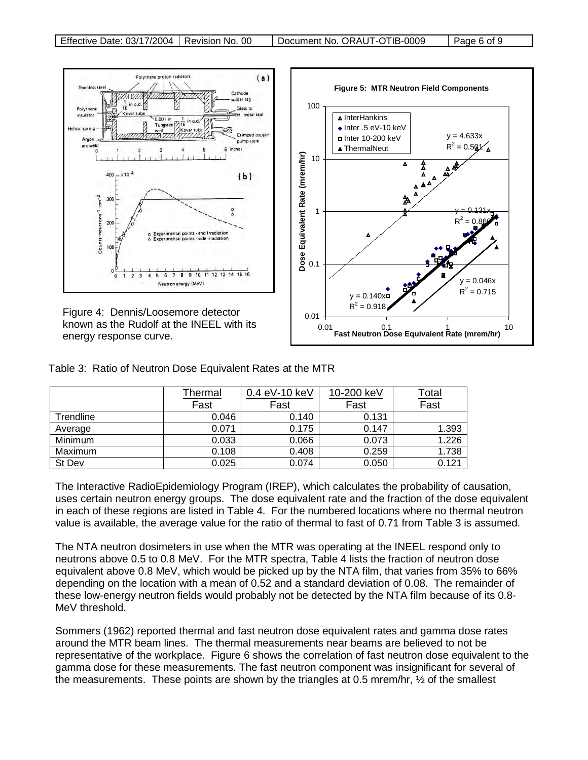Figure 4: Dennis/Loosemore detector known as the Rudolf at the INEEL with its energy response curve.

Figure 5: MTR Neutron Field Components

Table 3: Ratio of Neutron Dose Equivalent Rates at the MTR

| | Thermal Fast | 0.4 eV-10 keV Fast | 10-200 keV Fast | Total Fast |
|---|---|---|---|---|
| Trendline | 0.046 | 0.140 | 0.131 | |
| Average | 0.071 | 0.175 | 0.147 | 1.393 |
| Minimum | 0.033 | 0.066 | 0.073 | 1.226 |
| Maximum | 0.108 | 0.408 | 0.259 | 1.738 |
| St Dev | 0.025 | 0.074 | 0.050 | 0.121 |

The Interactive RadioEpidemiology Program (IREP), which calculates the probability of causation, uses certain neutron energy groups. The dose equivalent rate and the fraction of the dose equivalent in each of these regions are listed in Table 4. For the numbered locations where no thermal neutron value is available, the average value for the ratio of thermal to fast of 0.71 from Table 3 is assumed.

The NTA neutron dosimeters in use when the MTR was operating at the INEEL respond only to neutrons above 0.5 to 0.8 MeV. For the MTR spectra, Table 4 lists the fraction of neutron dose equivalent above 0.8 MeV, which would be picked up by the NTA film, that varies from 35% to 66% depending on the location with a mean of 0.52 and a standard deviation of 0.08. The remainder of these low-energy neutron fields would probably not be detected by the NTA film because of its 0.8-MeV threshold.

Sommers (1962) reported thermal and fast neutron dose equivalent rates and gamma dose rates around the MTR beam lines. The thermal measurements near beams are believed to not be representative of the workplace. Figure 6 shows the correlation of fast neutron dose equivalent to the gamma dose for these measurements. The fast neutron component was insignificant for several of the measurements. These points are shown by the triangles at 0.5 mrem/hr, ½ of the smallest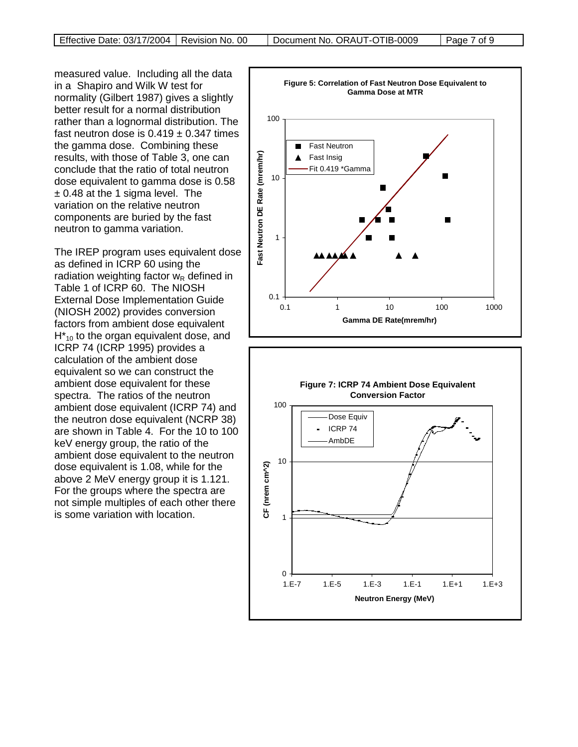measured value. Including all the data in a Shapiro and Wilk W test for normality (Gilbert 1987) gives a slightly better result for a normal distribution rather than a lognormal distribution. The fast neutron dose is 0.419 ± 0.347 times the gamma dose. Combining these results, with those of Table 3, one can conclude that the ratio of total neutron dose equivalent to gamma dose is 0.58 ± 0.48 at the 1 sigma level. The variation on the relative neutron components are buried by the fast neutron to gamma variation.

The IREP program uses equivalent dose as defined in ICRP 60 using the radiation weighting factor $w_R$ defined in Table 1 of ICRP 60. The NIOSH External Dose Implementation Guide (NIOSH 2002) provides conversion factors from ambient dose equivalent $H^*_{10}$ to the organ equivalent dose, and ICRP 74 (ICRP 1995) provides a calculation of the ambient dose equivalent so we can construct the ambient dose equivalent for these spectra. The ratios of the neutron ambient dose equivalent (ICRP 74) and the neutron dose equivalent (NCRP 38) are shown in Table 4. For the 10 to 100 keV energy group, the ratio of the ambient dose equivalent to the neutron dose equivalent is 1.08, while for the above 2 MeV energy group it is 1.121. For the groups where the spectra are not simple multiples of each other there is some variation with location.

**Figure 5: Correlation of Fast Neutron Dose Equivalent to Gamma Dose at MTR**

**Figure 7: ICRP 74 Ambient Dose Equivalent Conversion Factor**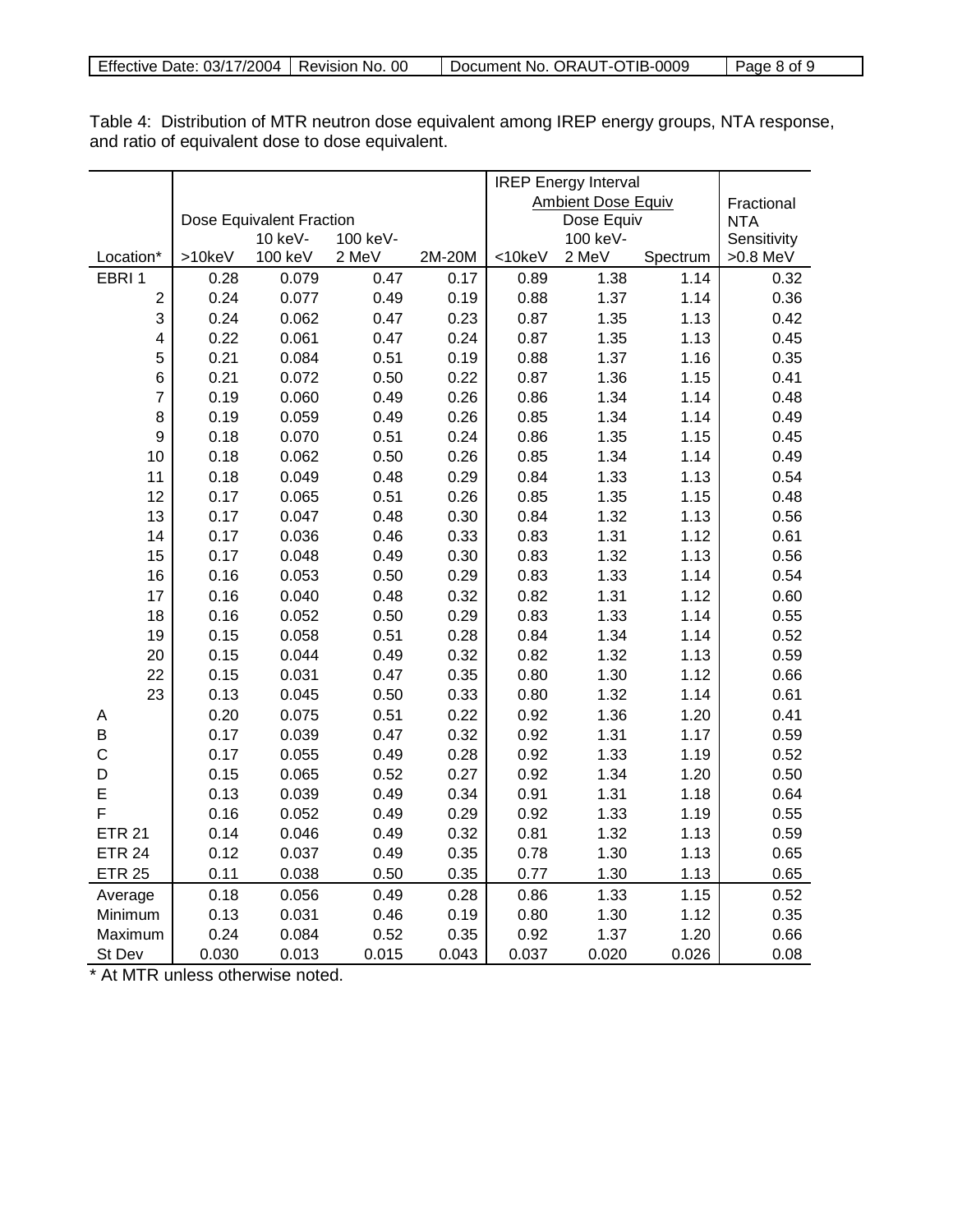Table 4: Distribution of MTR neutron dose equivalent among IREP energy groups, NTA response, and ratio of equivalent dose to dose equivalent.

| Location* | Dose Equivalent Fraction | | | | IREP Energy Interval Ambient Dose Equiv Dose Equiv | | | Fractional NTA Sensitivity |
|---|---|---|---|---|---|---|---|---|
| | >10keV | 10 keV-100 keV | 100 keV-2 MeV | 2M-20M | <10keV | 100 keV-2 MeV | Spectrum | >0.8 MeV |
| EBRI 1 | 0.28 | 0.079 | 0.47 | 0.17 | 0.89 | 1.38 | 1.14 | 0.32 |
| 2 | 0.24 | 0.077 | 0.49 | 0.19 | 0.88 | 1.37 | 1.14 | 0.36 |
| 3 | 0.24 | 0.062 | 0.47 | 0.23 | 0.87 | 1.35 | 1.13 | 0.42 |
| 4 | 0.22 | 0.061 | 0.47 | 0.24 | 0.87 | 1.35 | 1.13 | 0.45 |
| 5 | 0.21 | 0.084 | 0.51 | 0.19 | 0.88 | 1.37 | 1.16 | 0.35 |
| 6 | 0.21 | 0.072 | 0.50 | 0.22 | 0.87 | 1.36 | 1.15 | 0.41 |
| 7 | 0.19 | 0.060 | 0.49 | 0.26 | 0.86 | 1.34 | 1.14 | 0.48 |
| 8 | 0.19 | 0.059 | 0.49 | 0.26 | 0.85 | 1.34 | 1.14 | 0.49 |
| 9 | 0.18 | 0.070 | 0.51 | 0.24 | 0.86 | 1.35 | 1.15 | 0.45 |
| 10 | 0.18 | 0.062 | 0.50 | 0.26 | 0.85 | 1.34 | 1.14 | 0.49 |
| 11 | 0.18 | 0.049 | 0.48 | 0.29 | 0.84 | 1.33 | 1.13 | 0.54 |
| 12 | 0.17 | 0.065 | 0.51 | 0.26 | 0.85 | 1.35 | 1.15 | 0.48 |
| 13 | 0.17 | 0.047 | 0.48 | 0.30 | 0.84 | 1.32 | 1.13 | 0.56 |
| 14 | 0.17 | 0.036 | 0.46 | 0.33 | 0.83 | 1.31 | 1.12 | 0.61 |
| 15 | 0.17 | 0.048 | 0.49 | 0.30 | 0.83 | 1.32 | 1.13 | 0.56 |
| 16 | 0.16 | 0.053 | 0.50 | 0.29 | 0.83 | 1.33 | 1.14 | 0.54 |
| 17 | 0.16 | 0.040 | 0.48 | 0.32 | 0.82 | 1.31 | 1.12 | 0.60 |
| 18 | 0.16 | 0.052 | 0.50 | 0.29 | 0.83 | 1.33 | 1.14 | 0.55 |
| 19 | 0.15 | 0.058 | 0.51 | 0.28 | 0.84 | 1.34 | 1.14 | 0.52 |
| 20 | 0.15 | 0.044 | 0.49 | 0.32 | 0.82 | 1.32 | 1.13 | 0.59 |
| 22 | 0.15 | 0.031 | 0.47 | 0.35 | 0.80 | 1.30 | 1.12 | 0.66 |
| 23 | 0.13 | 0.045 | 0.50 | 0.33 | 0.80 | 1.32 | 1.14 | 0.61 |
| A | 0.20 | 0.075 | 0.51 | 0.22 | 0.92 | 1.36 | 1.20 | 0.41 |
| B | 0.17 | 0.039 | 0.47 | 0.32 | 0.92 | 1.31 | 1.17 | 0.59 |
| C | 0.17 | 0.055 | 0.49 | 0.28 | 0.92 | 1.33 | 1.19 | 0.52 |
| D | 0.15 | 0.065 | 0.52 | 0.27 | 0.92 | 1.34 | 1.20 | 0.50 |
| E | 0.13 | 0.039 | 0.49 | 0.34 | 0.91 | 1.31 | 1.18 | 0.64 |
| F | 0.16 | 0.052 | 0.49 | 0.29 | 0.92 | 1.33 | 1.19 | 0.55 |
| ETR 21 | 0.14 | 0.046 | 0.49 | 0.32 | 0.81 | 1.32 | 1.13 | 0.59 |
| ETR 24 | 0.12 | 0.037 | 0.49 | 0.35 | 0.78 | 1.30 | 1.13 | 0.65 |
| ETR 25 | 0.11 | 0.038 | 0.50 | 0.35 | 0.77 | 1.30 | 1.13 | 0.65 |
| Average | 0.18 | 0.056 | 0.49 | 0.28 | 0.86 | 1.33 | 1.15 | 0.52 |
| Minimum | 0.13 | 0.031 | 0.46 | 0.19 | 0.80 | 1.30 | 1.12 | 0.35 |
| Maximum | 0.24 | 0.084 | 0.52 | 0.35 | 0.92 | 1.37 | 1.20 | 0.66 |
| St Dev | 0.030 | 0.013 | 0.015 | 0.043 | 0.037 | 0.020 | 0.026 | 0.08 |

* At MTR unless otherwise noted.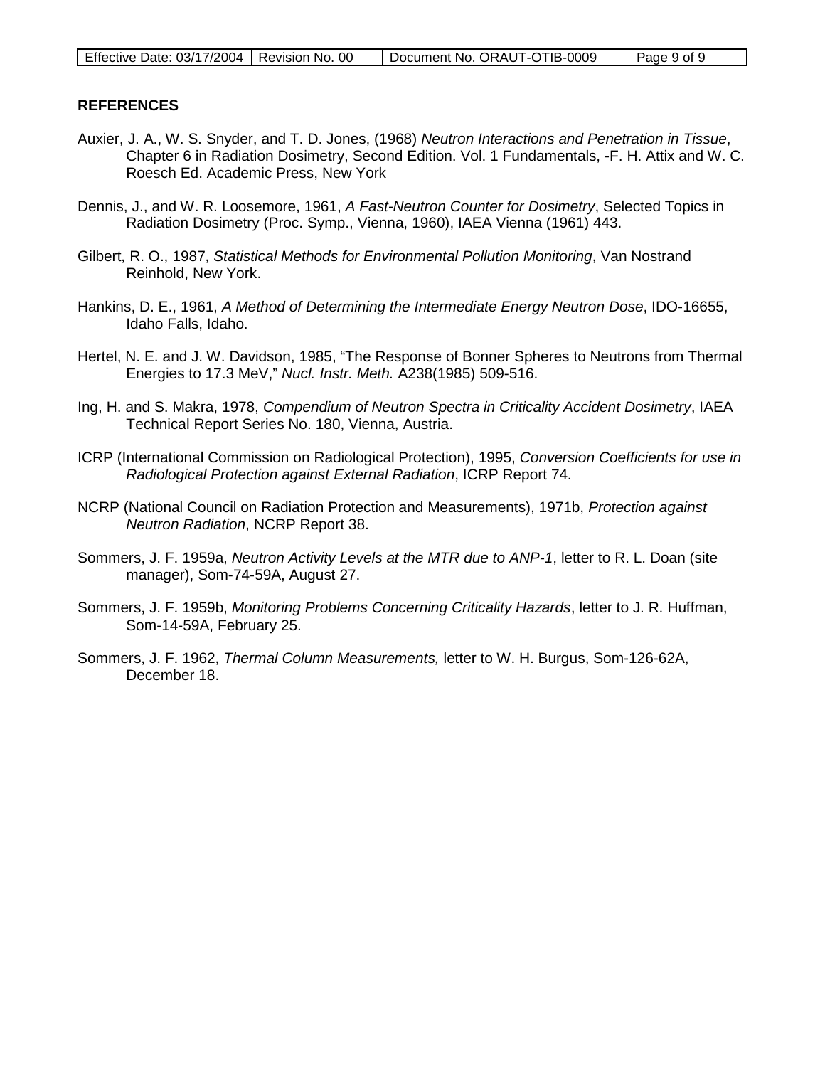## REFERENCES

Auxier, J. A., W. S. Snyder, and T. D. Jones, (1968) *Neutron Interactions and Penetration in Tissue*, Chapter 6 in Radiation Dosimetry, Second Edition. Vol. 1 Fundamentals, -F. H. Attix and W. C. Roesch Ed. Academic Press, New York

Dennis, J., and W. R. Loosemore, 1961, *A Fast-Neutron Counter for Dosimetry*, Selected Topics in Radiation Dosimetry (Proc. Symp., Vienna, 1960), IAEA Vienna (1961) 443.

Gilbert, R. O., 1987, *Statistical Methods for Environmental Pollution Monitoring*, Van Nostrand Reinhold, New York.

Hankins, D. E., 1961, *A Method of Determining the Intermediate Energy Neutron Dose*, IDO-16655, Idaho Falls, Idaho.

Hertel, N. E. and J. W. Davidson, 1985, "The Response of Bonner Spheres to Neutrons from Thermal Energies to 17.3 MeV," *Nucl. Instr. Meth.* A238(1985) 509-516.

Ing, H. and S. Makra, 1978, *Compendium of Neutron Spectra in Criticality Accident Dosimetry*, IAEA Technical Report Series No. 180, Vienna, Austria.

ICRP (International Commission on Radiological Protection), 1995, *Conversion Coefficients for use in Radiological Protection against External Radiation*, ICRP Report 74.

NCRP (National Council on Radiation Protection and Measurements), 1971b, *Protection against Neutron Radiation*, NCRP Report 38.

Sommers, J. F. 1959a, *Neutron Activity Levels at the MTR due to ANP-1*, letter to R. L. Doan (site manager), Som-74-59A, August 27.

Sommers, J. F. 1959b, *Monitoring Problems Concerning Criticality Hazards*, letter to J. R. Huffman, Som-14-59A, February 25.

Sommers, J. F. 1962, *Thermal Column Measurements,* letter to W. H. Burgus, Som-126-62A, December 18.